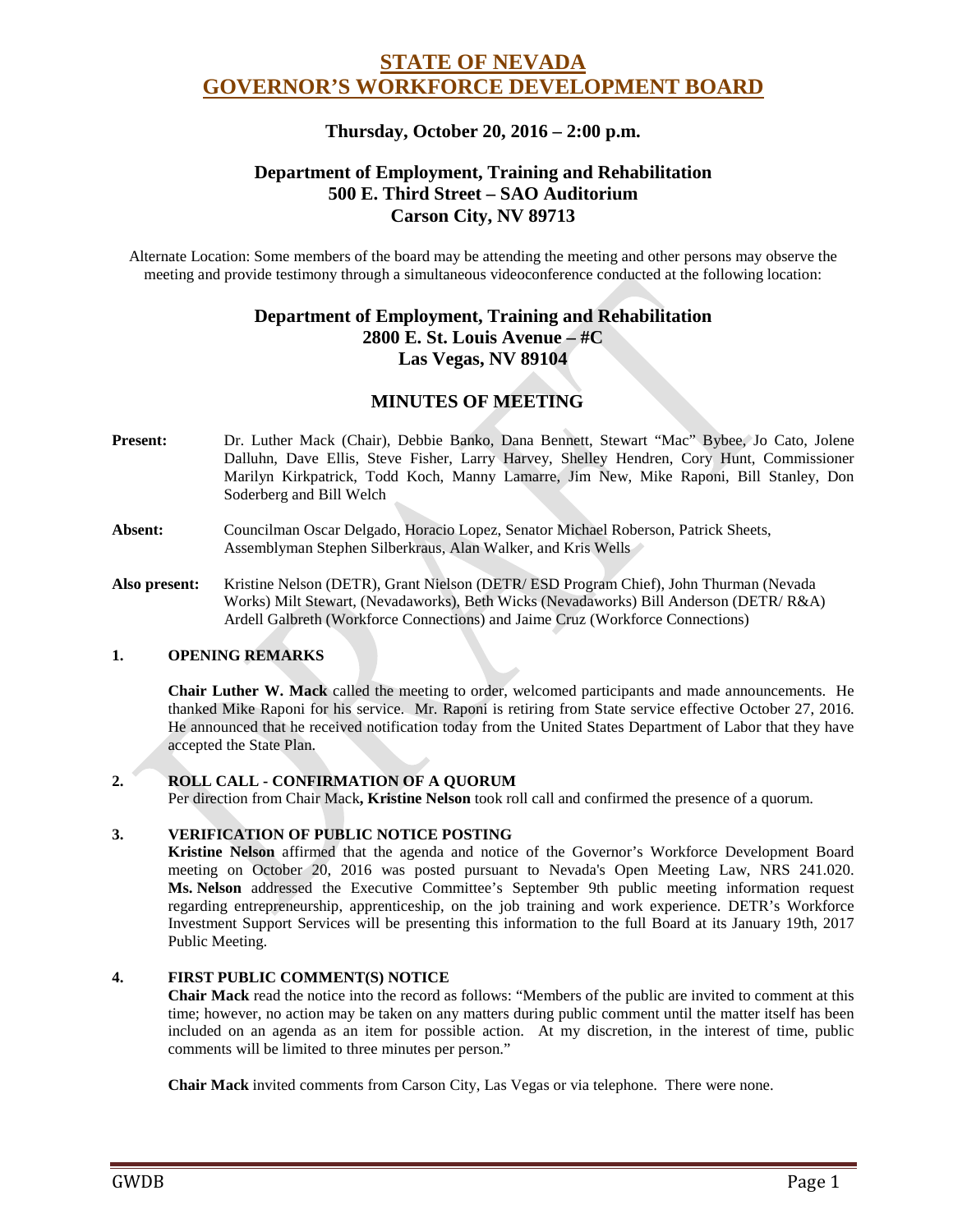# STATE OF NEVADA
# GOVERNOR'S WORKFORCE DEVELOPMENT BOARD

### Thursday, October 20, 2016 – 2:00 p.m.

### Department of Employment, Training and Rehabilitation
### 500 E. Third Street – SAO Auditorium
### Carson City, NV 89713

Alternate Location: Some members of the board may be attending the meeting and other persons may observe the meeting and provide testimony through a simultaneous videoconference conducted at the following location:

### Department of Employment, Training and Rehabilitation
### 2800 E. St. Louis Avenue – #C
### Las Vegas, NV 89104

## MINUTES OF MEETING

**Present:** Dr. Luther Mack (Chair), Debbie Banko, Dana Bennett, Stewart "Mac" Bybee, Jo Cato, Jolene Dalluhn, Dave Ellis, Steve Fisher, Larry Harvey, Shelley Hendren, Cory Hunt, Commissioner Marilyn Kirkpatrick, Todd Koch, Manny Lamarre, Jim New, Mike Raponi, Bill Stanley, Don Soderberg and Bill Welch

**Absent:** Councilman Oscar Delgado, Horacio Lopez, Senator Michael Roberson, Patrick Sheets, Assemblyman Stephen Silberkraus, Alan Walker, and Kris Wells

**Also present:** Kristine Nelson (DETR), Grant Nielson (DETR/ ESD Program Chief), John Thurman (Nevada Works) Milt Stewart, (Nevadaworks), Beth Wicks (Nevadaworks) Bill Anderson (DETR/ R&A) Ardell Galbreth (Workforce Connections) and Jaime Cruz (Workforce Connections)

**1. OPENING REMARKS**

**Chair Luther W. Mack** called the meeting to order, welcomed participants and made announcements. He thanked Mike Raponi for his service. Mr. Raponi is retiring from State service effective October 27, 2016. He announced that he received notification today from the United States Department of Labor that they have accepted the State Plan.

**2. ROLL CALL - CONFIRMATION OF A QUORUM**

Per direction from Chair Mack**, Kristine Nelson** took roll call and confirmed the presence of a quorum.

**3. VERIFICATION OF PUBLIC NOTICE POSTING**

**Kristine Nelson** affirmed that the agenda and notice of the Governor's Workforce Development Board meeting on October 20, 2016 was posted pursuant to Nevada's Open Meeting Law, NRS 241.020. **Ms. Nelson** addressed the Executive Committee's September 9th public meeting information request regarding entrepreneurship, apprenticeship, on the job training and work experience. DETR's Workforce Investment Support Services will be presenting this information to the full Board at its January 19th, 2017 Public Meeting.

**4. FIRST PUBLIC COMMENT(S) NOTICE**

**Chair Mack** read the notice into the record as follows: "Members of the public are invited to comment at this time; however, no action may be taken on any matters during public comment until the matter itself has been included on an agenda as an item for possible action. At my discretion, in the interest of time, public comments will be limited to three minutes per person."

**Chair Mack** invited comments from Carson City, Las Vegas or via telephone. There were none.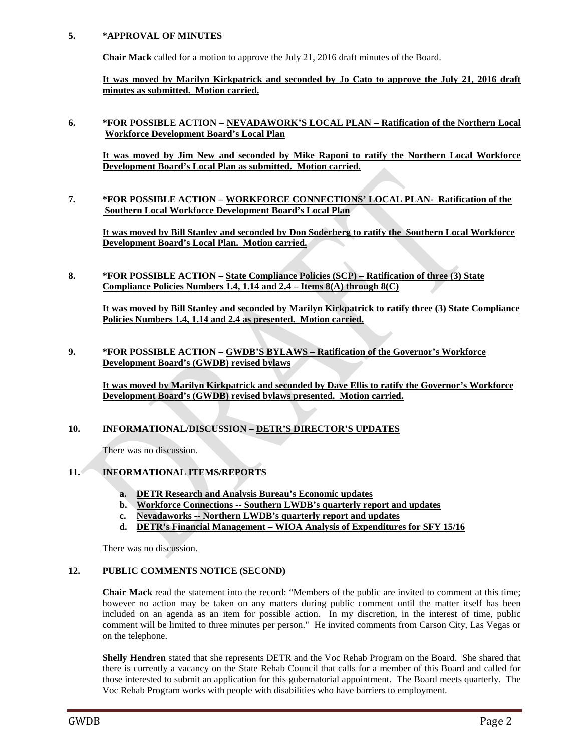**5. *APPROVAL OF MINUTES**

**Chair Mack** called for a motion to approve the July 21, 2016 draft minutes of the Board.

**It was moved by Marilyn Kirkpatrick and seconded by Jo Cato to approve the July 21, 2016 draft minutes as submitted. Motion carried.**

**6. *FOR POSSIBLE ACTION – NEVADAWORK'S LOCAL PLAN – Ratification of the Northern Local Workforce Development Board's Local Plan**

**It was moved by Jim New and seconded by Mike Raponi to ratify the Northern Local Workforce Development Board's Local Plan as submitted. Motion carried.**

**7. *FOR POSSIBLE ACTION – WORKFORCE CONNECTIONS' LOCAL PLAN- Ratification of the Southern Local Workforce Development Board's Local Plan**

**It was moved by Bill Stanley and seconded by Don Soderberg to ratify the Southern Local Workforce Development Board's Local Plan. Motion carried.**

**8. *FOR POSSIBLE ACTION – State Compliance Policies (SCP) – Ratification of three (3) State Compliance Policies Numbers 1.4, 1.14 and 2.4 – Items 8(A) through 8(C)**

**It was moved by Bill Stanley and seconded by Marilyn Kirkpatrick to ratify three (3) State Compliance Policies Numbers 1.4, 1.14 and 2.4 as presented. Motion carried.**

**9. *FOR POSSIBLE ACTION – GWDB'S BYLAWS – Ratification of the Governor's Workforce Development Board's (GWDB) revised bylaws**

**It was moved by Marilyn Kirkpatrick and seconded by Dave Ellis to ratify the Governor's Workforce Development Board's (GWDB) revised bylaws presented. Motion carried.**

**10. INFORMATIONAL/DISCUSSION – DETR'S DIRECTOR'S UPDATES**

There was no discussion.

**11. INFORMATIONAL ITEMS/REPORTS**

- **a. DETR Research and Analysis Bureau's Economic updates**
- **b. Workforce Connections -- Southern LWDB's quarterly report and updates**
- **c. Nevadaworks -- Northern LWDB's quarterly report and updates**
- **d. DETR's Financial Management – WIOA Analysis of Expenditures for SFY 15/16**

There was no discussion.

**12. PUBLIC COMMENTS NOTICE (SECOND)**

**Chair Mack** read the statement into the record: "Members of the public are invited to comment at this time; however no action may be taken on any matters during public comment until the matter itself has been included on an agenda as an item for possible action. In my discretion, in the interest of time, public comment will be limited to three minutes per person." He invited comments from Carson City, Las Vegas or on the telephone.

**Shelly Hendren** stated that she represents DETR and the Voc Rehab Program on the Board. She shared that there is currently a vacancy on the State Rehab Council that calls for a member of this Board and called for those interested to submit an application for this gubernatorial appointment. The Board meets quarterly. The Voc Rehab Program works with people with disabilities who have barriers to employment.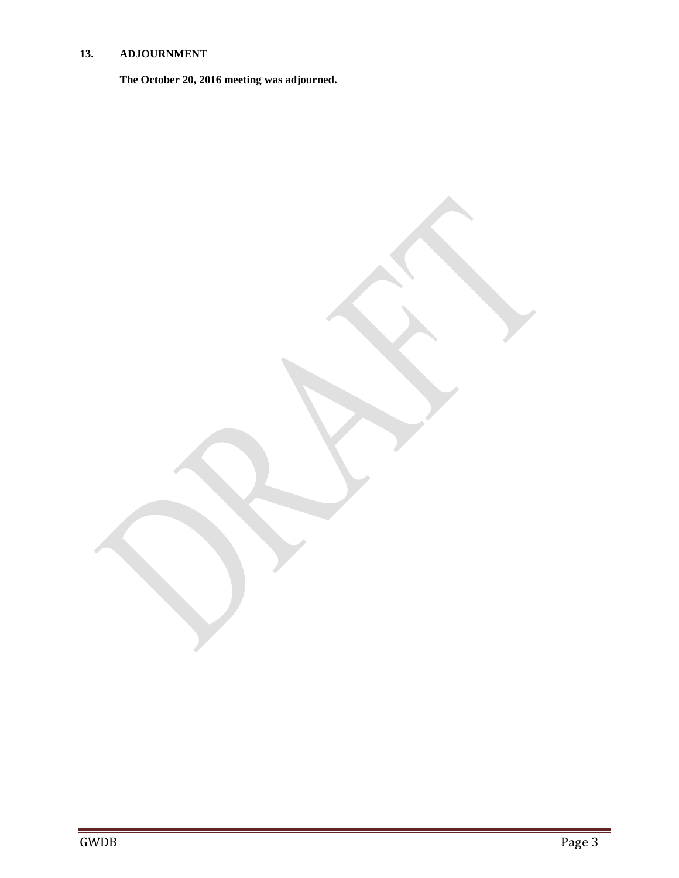**13. ADJOURNMENT**

**The October 20, 2016 meeting was adjourned.**